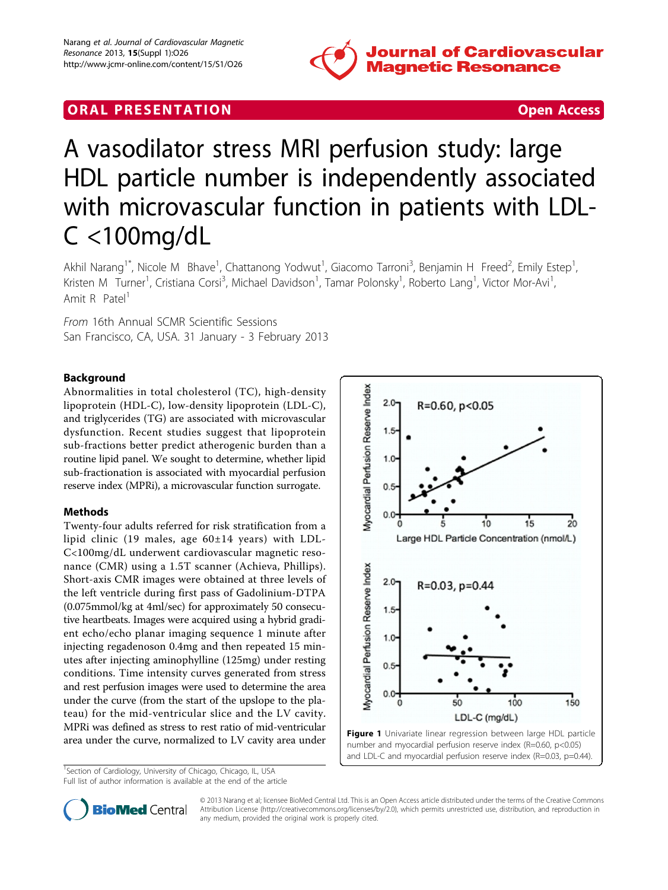# A vasodilator stress MRI perfusion study: large HDL particle number is independently associated with microvascular function in patients with LDL-C <100mg/dL

Akhil Narang[1*], Nicole M Bhave[1], Chattanong Yodwut[1], Giacomo Tarroni[3], Benjamin H Freed[2], Emily Estep[1], Kristen M Turner[1], Cristiana Corsi[3], Michael Davidson[1], Tamar Polonsky[1], Roberto Lang[1], Victor Mor-Avi[1], Amit R Patel[1]

*From* 16th Annual SCMR Scientific Sessions
San Francisco, CA, USA. 31 January - 3 February 2013

## Background

Abnormalities in total cholesterol (TC), high-density lipoprotein (HDL-C), low-density lipoprotein (LDL-C), and triglycerides (TG) are associated with microvascular dysfunction. Recent studies suggest that lipoprotein sub-fractions better predict atherogenic burden than a routine lipid panel. We sought to determine, whether lipid sub-fractionation is associated with myocardial perfusion reserve index (MPRi), a microvascular function surrogate.

## Methods

Twenty-four adults referred for risk stratification from a lipid clinic (19 males, age 60±14 years) with LDL-C<100mg/dL underwent cardiovascular magnetic resonance (CMR) using a 1.5T scanner (Achieva, Phillips). Short-axis CMR images were obtained at three levels of the left ventricle during first pass of Gadolinium-DTPA (0.075mmol/kg at 4ml/sec) for approximately 50 consecutive heartbeats. Images were acquired using a hybrid gradient echo/echo planar imaging sequence 1 minute after injecting regadenoson 0.4mg and then repeated 15 minutes after injecting aminophylline (125mg) under resting conditions. Time intensity curves generated from stress and rest perfusion images were used to determine the area under the curve (from the start of the upslope to the plateau) for the mid-ventricular slice and the LV cavity. MPRi was defined as stress to rest ratio of mid-ventricular area under the curve, normalized to LV cavity area under

**Figure 1** Univariate linear regression between large HDL particle number and myocardial perfusion reserve index (R=0.60, p<0.05) and LDL-C and myocardial perfusion reserve index (R=0.03, p=0.44).

[1]Section of Cardiology, University of Chicago, Chicago, IL, USA
Full list of author information is available at the end of the article

© 2013 Narang et al; licensee BioMed Central Ltd. This is an Open Access article distributed under the terms of the Creative Commons Attribution License (http://creativecommons.org/licenses/by/2.0), which permits unrestricted use, distribution, and reproduction in any medium, provided the original work is properly cited.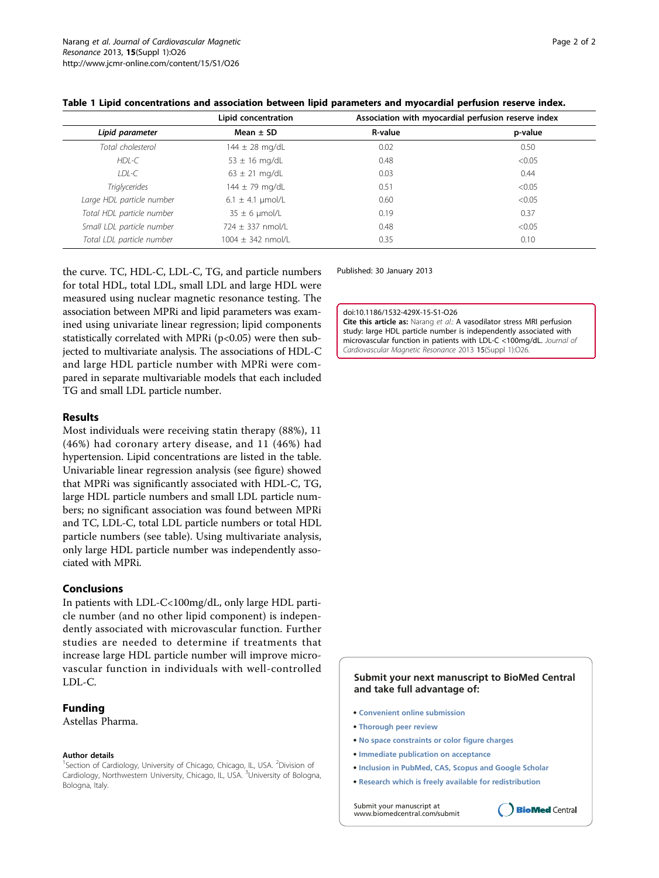**Table 1 Lipid concentrations and association between lipid parameters and myocardial perfusion reserve index.**

| | Lipid concentration | Association with myocardial perfusion reserve index | |
|---|---|---|---|
| *Lipid parameter* | Mean ± SD | R-value | p-value |
| *Total cholesterol* | 144 ± 28 mg/dL | 0.02 | 0.50 |
| *HDL-C* | 53 ± 16 mg/dL | 0.48 | <0.05 |
| *LDL-C* | 63 ± 21 mg/dL | 0.03 | 0.44 |
| *Triglycerides* | 144 ± 79 mg/dL | 0.51 | <0.05 |
| *Large HDL particle number* | 6.1 ± 4.1 μmol/L | 0.60 | <0.05 |
| *Total HDL particle number* | 35 ± 6 μmol/L | 0.19 | 0.37 |
| *Small LDL particle number* | 724 ± 337 nmol/L | 0.48 | <0.05 |
| *Total LDL particle number* | 1004 ± 342 nmol/L | 0.35 | 0.10 |

the curve. TC, HDL-C, LDL-C, TG, and particle numbers for total HDL, total LDL, small LDL and large HDL were measured using nuclear magnetic resonance testing. The association between MPRi and lipid parameters was examined using univariate linear regression; lipid components statistically correlated with MPRi ($p<0.05$) were then subjected to multivariate analysis. The associations of HDL-C and large HDL particle number with MPRi were compared in separate multivariable models that each included TG and small LDL particle number.

## Results

Most individuals were receiving statin therapy (88%), 11 (46%) had coronary artery disease, and 11 (46%) had hypertension. Lipid concentrations are listed in the table. Univariable linear regression analysis (see figure) showed that MPRi was significantly associated with HDL-C, TG, large HDL particle numbers and small LDL particle numbers; no significant association was found between MPRi and TC, LDL-C, total LDL particle numbers or total HDL particle numbers (see table). Using multivariate analysis, only large HDL particle number was independently associated with MPRi.

## Conclusions

In patients with LDL-C<100mg/dL, only large HDL particle number (and no other lipid component) is independently associated with microvascular function. Further studies are needed to determine if treatments that increase large HDL particle number will improve microvascular function in individuals with well-controlled LDL-C.

## Funding

Astellas Pharma.

#### Author details

[1]Section of Cardiology, University of Chicago, Chicago, IL, USA. [2]Division of Cardiology, Northwestern University, Chicago, IL, USA. [3]University of Bologna, Bologna, Italy.

Published: 30 January 2013

doi:10.1186/1532-429X-15-S1-O26

**Cite this article as:** Narang *et al.*: A vasodilator stress MRI perfusion study: large HDL particle number is independently associated with microvascular function in patients with LDL-C <100mg/dL. *Journal of Cardiovascular Magnetic Resonance* 2013 **15**(Suppl 1):O26.

**Submit your next manuscript to BioMed Central and take full advantage of:**

- Convenient online submission
- Thorough peer review
- No space constraints or color figure charges
- Immediate publication on acceptance
- Inclusion in PubMed, CAS, Scopus and Google Scholar
- Research which is freely available for redistribution

Submit your manuscript at www.biomedcentral.com/submit